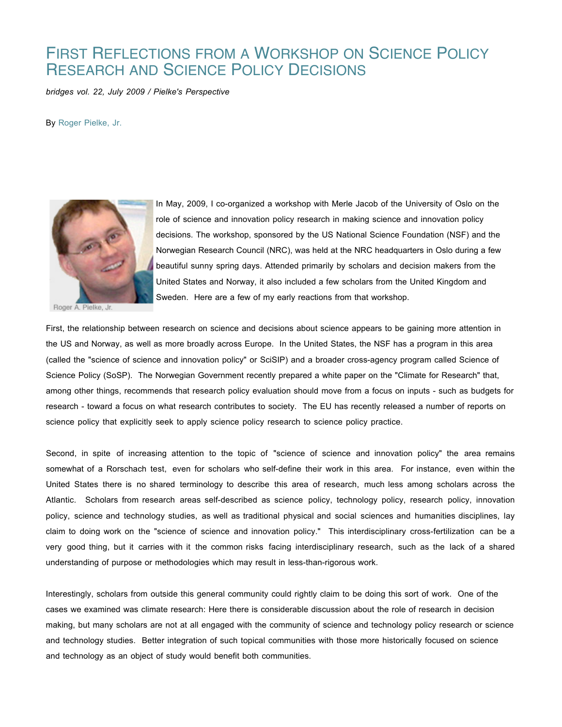# First Reflections from a Workshop on Science Policy Research and Science Policy Decisions

*bridges vol. 22, July 2009 / Pielke's Perspective*

By Roger Pielke, Jr.

Roger A. Pielke, Jr.

In May, 2009, I co-organized a workshop with Merle Jacob of the University of Oslo on the role of science and innovation policy research in making science and innovation policy decisions. The workshop, sponsored by the US National Science Foundation (NSF) and the Norwegian Research Council (NRC), was held at the NRC headquarters in Oslo during a few beautiful sunny spring days. Attended primarily by scholars and decision makers from the United States and Norway, it also included a few scholars from the United Kingdom and Sweden. Here are a few of my early reactions from that workshop.

First, the relationship between research on science and decisions about science appears to be gaining more attention in the US and Norway, as well as more broadly across Europe. In the United States, the NSF has a program in this area (called the "science of science and innovation policy" or SciSIP) and a broader cross-agency program called Science of Science Policy (SoSP). The Norwegian Government recently prepared a white paper on the "Climate for Research" that, among other things, recommends that research policy evaluation should move from a focus on inputs - such as budgets for research - toward a focus on what research contributes to society. The EU has recently released a number of reports on science policy that explicitly seek to apply science policy research to science policy practice.

Second, in spite of increasing attention to the topic of "science of science and innovation policy" the area remains somewhat of a Rorschach test, even for scholars who self-define their work in this area. For instance, even within the United States there is no shared terminology to describe this area of research, much less among scholars across the Atlantic. Scholars from research areas self-described as science policy, technology policy, research policy, innovation policy, science and technology studies, as well as traditional physical and social sciences and humanities disciplines, lay claim to doing work on the "science of science and innovation policy." This interdisciplinary cross-fertilization can be a very good thing, but it carries with it the common risks facing interdisciplinary research, such as the lack of a shared understanding of purpose or methodologies which may result in less-than-rigorous work.

Interestingly, scholars from outside this general community could rightly claim to be doing this sort of work. One of the cases we examined was climate research: Here there is considerable discussion about the role of research in decision making, but many scholars are not at all engaged with the community of science and technology policy research or science and technology studies. Better integration of such topical communities with those more historically focused on science and technology as an object of study would benefit both communities.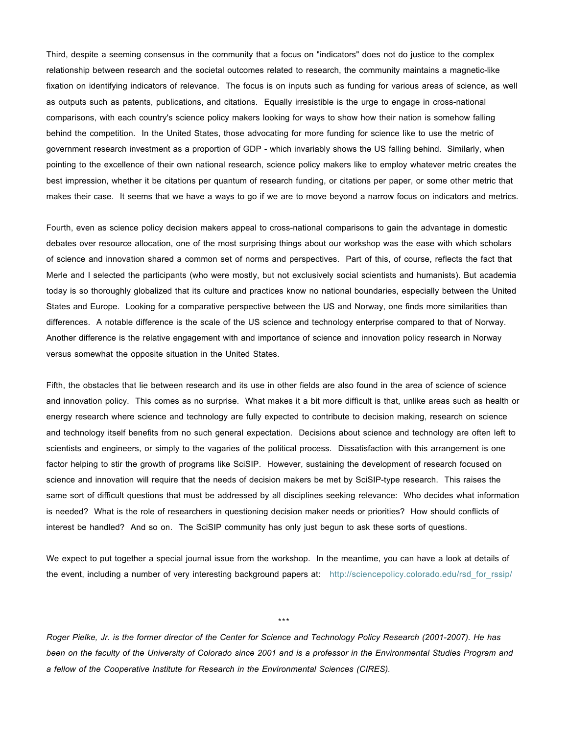Third, despite a seeming consensus in the community that a focus on "indicators" does not do justice to the complex relationship between research and the societal outcomes related to research, the community maintains a magnetic-like fixation on identifying indicators of relevance. The focus is on inputs such as funding for various areas of science, as well as outputs such as patents, publications, and citations. Equally irresistible is the urge to engage in cross-national comparisons, with each country's science policy makers looking for ways to show how their nation is somehow falling behind the competition. In the United States, those advocating for more funding for science like to use the metric of government research investment as a proportion of GDP - which invariably shows the US falling behind. Similarly, when pointing to the excellence of their own national research, science policy makers like to employ whatever metric creates the best impression, whether it be citations per quantum of research funding, or citations per paper, or some other metric that makes their case. It seems that we have a ways to go if we are to move beyond a narrow focus on indicators and metrics.

Fourth, even as science policy decision makers appeal to cross-national comparisons to gain the advantage in domestic debates over resource allocation, one of the most surprising things about our workshop was the ease with which scholars of science and innovation shared a common set of norms and perspectives. Part of this, of course, reflects the fact that Merle and I selected the participants (who were mostly, but not exclusively social scientists and humanists). But academia today is so thoroughly globalized that its culture and practices know no national boundaries, especially between the United States and Europe. Looking for a comparative perspective between the US and Norway, one finds more similarities than differences. A notable difference is the scale of the US science and technology enterprise compared to that of Norway. Another difference is the relative engagement with and importance of science and innovation policy research in Norway versus somewhat the opposite situation in the United States.

Fifth, the obstacles that lie between research and its use in other fields are also found in the area of science of science and innovation policy. This comes as no surprise. What makes it a bit more difficult is that, unlike areas such as health or energy research where science and technology are fully expected to contribute to decision making, research on science and technology itself benefits from no such general expectation. Decisions about science and technology are often left to scientists and engineers, or simply to the vagaries of the political process. Dissatisfaction with this arrangement is one factor helping to stir the growth of programs like SciSIP. However, sustaining the development of research focused on science and innovation will require that the needs of decision makers be met by SciSIP-type research. This raises the same sort of difficult questions that must be addressed by all disciplines seeking relevance: Who decides what information is needed? What is the role of researchers in questioning decision maker needs or priorities? How should conflicts of interest be handled? And so on. The SciSIP community has only just begun to ask these sorts of questions.

We expect to put together a special journal issue from the workshop. In the meantime, you can have a look at details of the event, including a number of very interesting background papers at: http://sciencepolicy.colorado.edu/rsd_for_rssip/

***

*Roger Pielke, Jr. is the former director of the Center for Science and Technology Policy Research (2001-2007). He has been on the faculty of the University of Colorado since 2001 and is a professor in the Environmental Studies Program and a fellow of the Cooperative Institute for Research in the Environmental Sciences (CIRES).*